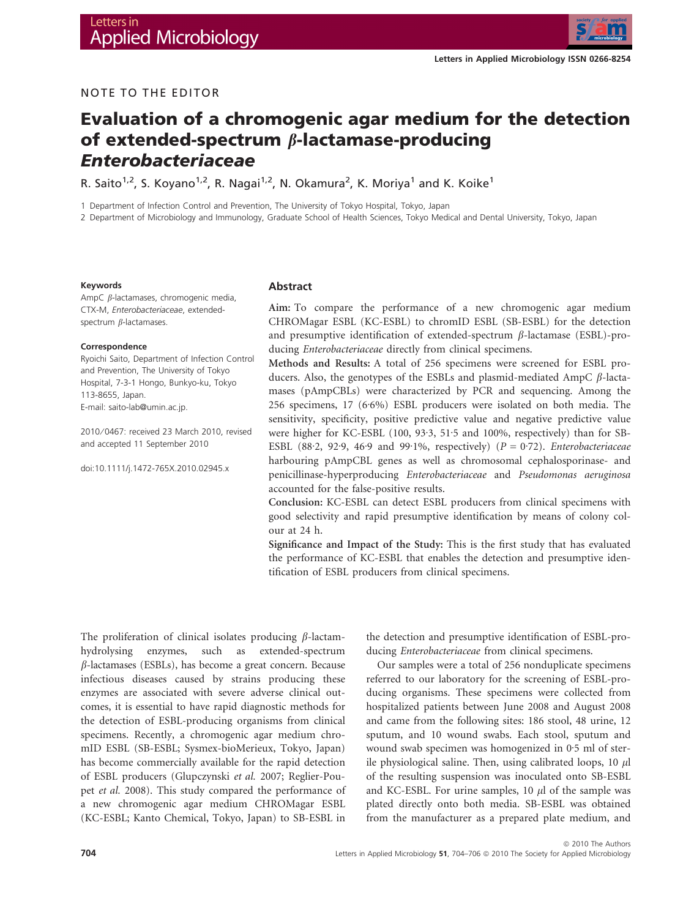NOTE TO THE EDITOR

# Evaluation of a chromogenic agar medium for the detection of extended-spectrum β-lactamase-producing *Enterobacteriaceae*

R. Saito[1,2], S. Koyano[1,2], R. Nagai[1,2], N. Okamura[2], K. Moriya[1] and K. Koike[1]

1 Department of Infection Control and Prevention, The University of Tokyo Hospital, Tokyo, Japan

2 Department of Microbiology and Immunology, Graduate School of Health Sciences, Tokyo Medical and Dental University, Tokyo, Japan

**Keywords**

AmpC β-lactamases, chromogenic media, CTX-M, *Enterobacteriaceae*, extended-spectrum β-lactamases.

**Correspondence**

Ryoichi Saito, Department of Infection Control and Prevention, The University of Tokyo Hospital, 7-3-1 Hongo, Bunkyo-ku, Tokyo 113-8655, Japan.
E-mail: saito-lab@umin.ac.jp.

2010/0467: received 23 March 2010, revised and accepted 11 September 2010

doi:10.1111/j.1472-765X.2010.02945.x

## Abstract

**Aim:** To compare the performance of a new chromogenic agar medium CHROMagar ESBL (KC-ESBL) to chromID ESBL (SB-ESBL) for the detection and presumptive identification of extended-spectrum β-lactamase (ESBL)-producing *Enterobacteriaceae* directly from clinical specimens.

**Methods and Results:** A total of 256 specimens were screened for ESBL producers. Also, the genotypes of the ESBLs and plasmid-mediated AmpC β-lactamases (pAmpCBLs) were characterized by PCR and sequencing. Among the 256 specimens, 17 (6·6%) ESBL producers were isolated on both media. The sensitivity, specificity, positive predictive value and negative predictive value were higher for KC-ESBL (100, 93·3, 51·5 and 100%, respectively) than for SB-ESBL (88·2, 92·9, 46·9 and 99·1%, respectively) ($P = 0{\cdot}72$). *Enterobacteriaceae* harbouring pAmpCBL genes as well as chromosomal cephalosporinase- and penicillinase-hyperproducing *Enterobacteriaceae* and *Pseudomonas aeruginosa* accounted for the false-positive results.

**Conclusion:** KC-ESBL can detect ESBL producers from clinical specimens with good selectivity and rapid presumptive identification by means of colony colour at 24 h.

**Significance and Impact of the Study:** This is the first study that has evaluated the performance of KC-ESBL that enables the detection and presumptive identification of ESBL producers from clinical specimens.

The proliferation of clinical isolates producing β-lactam-hydrolysing enzymes, such as extended-spectrum β-lactamases (ESBLs), has become a great concern. Because infectious diseases caused by strains producing these enzymes are associated with severe adverse clinical outcomes, it is essential to have rapid diagnostic methods for the detection of ESBL-producing organisms from clinical specimens. Recently, a chromogenic agar medium chromID ESBL (SB-ESBL; Sysmex-bioMerieux, Tokyo, Japan) has become commercially available for the rapid detection of ESBL producers (Glupczynski *et al.* 2007; Reglier-Poupet *et al.* 2008). This study compared the performance of a new chromogenic agar medium CHROMagar ESBL (KC-ESBL; Kanto Chemical, Tokyo, Japan) to SB-ESBL in the detection and presumptive identification of ESBL-producing *Enterobacteriaceae* from clinical specimens.

Our samples were a total of 256 nonduplicate specimens referred to our laboratory for the screening of ESBL-producing organisms. These specimens were collected from hospitalized patients between June 2008 and August 2008 and came from the following sites: 186 stool, 48 urine, 12 sputum, and 10 wound swabs. Each stool, sputum and wound swab specimen was homogenized in 0·5 ml of sterile physiological saline. Then, using calibrated loops, 10 μl of the resulting suspension was inoculated onto SB-ESBL and KC-ESBL. For urine samples, 10 μl of the sample was plated directly onto both media. SB-ESBL was obtained from the manufacturer as a prepared plate medium, and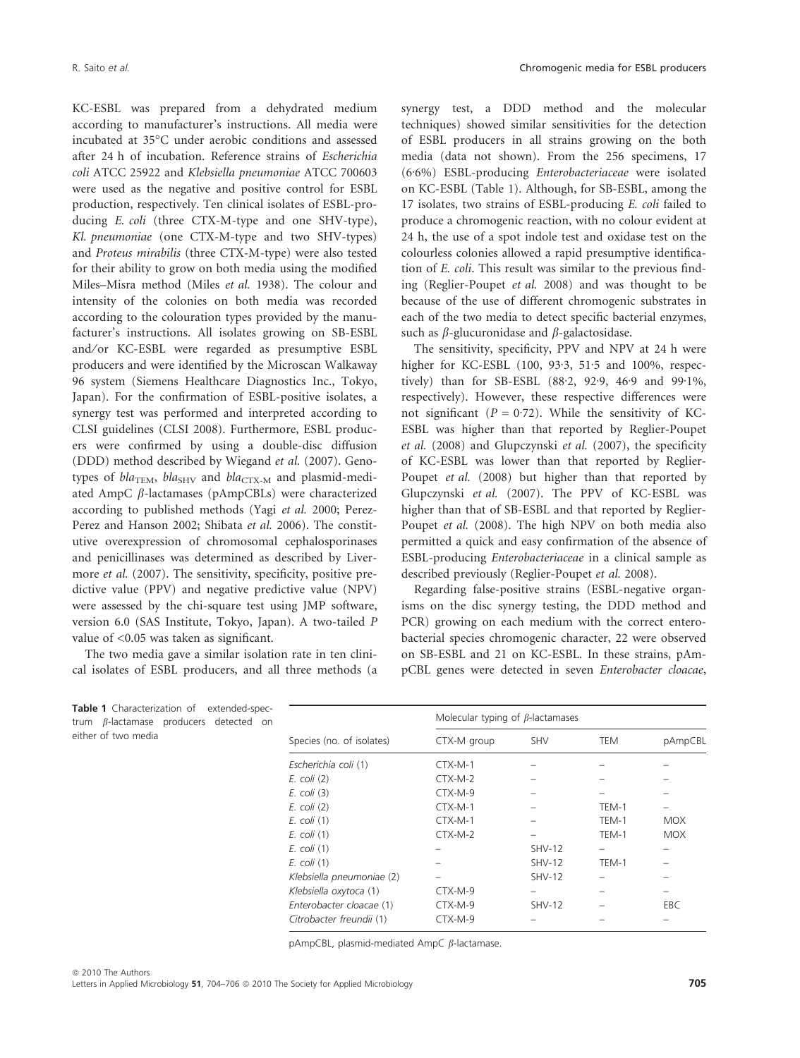KC-ESBL was prepared from a dehydrated medium according to manufacturer's instructions. All media were incubated at 35°C under aerobic conditions and assessed after 24 h of incubation. Reference strains of *Escherichia coli* ATCC 25922 and *Klebsiella pneumoniae* ATCC 700603 were used as the negative and positive control for ESBL production, respectively. Ten clinical isolates of ESBL-producing *E. coli* (three CTX-M-type and one SHV-type), *Kl. pneumoniae* (one CTX-M-type and two SHV-types) and *Proteus mirabilis* (three CTX-M-type) were also tested for their ability to grow on both media using the modified Miles–Misra method (Miles *et al.* 1938). The colour and intensity of the colonies on both media was recorded according to the colouration types provided by the manufacturer's instructions. All isolates growing on SB-ESBL and/or KC-ESBL were regarded as presumptive ESBL producers and were identified by the Microscan Walkaway 96 system (Siemens Healthcare Diagnostics Inc., Tokyo, Japan). For the confirmation of ESBL-positive isolates, a synergy test was performed and interpreted according to CLSI guidelines (CLSI 2008). Furthermore, ESBL producers were confirmed by using a double-disc diffusion (DDD) method described by Wiegand *et al.* (2007). Genotypes of $bla_{\mathrm{TEM}}$, $bla_{\mathrm{SHV}}$ and $bla_{\mathrm{CTX\text{-}M}}$ and plasmid-mediated AmpC $\beta$-lactamases (pAmpCBLs) were characterized according to published methods (Yagi *et al.* 2000; Perez-Perez and Hanson 2002; Shibata *et al.* 2006). The constitutive overexpression of chromosomal cephalosporinases and penicillinases was determined as described by Livermore *et al.* (2007). The sensitivity, specificity, positive predictive value (PPV) and negative predictive value (NPV) were assessed by the chi-square test using JMP software, version 6.0 (SAS Institute, Tokyo, Japan). A two-tailed *P* value of <0.05 was taken as significant.

The two media gave a similar isolation rate in ten clinical isolates of ESBL producers, and all three methods (a synergy test, a DDD method and the molecular techniques) showed similar sensitivities for the detection of ESBL producers in all strains growing on the both media (data not shown). From the 256 specimens, 17 (6·6%) ESBL-producing *Enterobacteriaceae* were isolated on KC-ESBL (Table 1). Although, for SB-ESBL, among the 17 isolates, two strains of ESBL-producing *E. coli* failed to produce a chromogenic reaction, with no colour evident at 24 h, the use of a spot indole test and oxidase test on the colourless colonies allowed a rapid presumptive identification of *E. coli*. This result was similar to the previous finding (Reglier-Poupet *et al.* 2008) and was thought to be because of the use of different chromogenic substrates in each of the two media to detect specific bacterial enzymes, such as $\beta$-glucuronidase and $\beta$-galactosidase.

The sensitivity, specificity, PPV and NPV at 24 h were higher for KC-ESBL (100, 93·3, 51·5 and 100%, respectively) than for SB-ESBL (88·2, 92·9, 46·9 and 99·1%, respectively). However, these respective differences were not significant ($P = 0{\cdot}72$). While the sensitivity of KC-ESBL was higher than that reported by Reglier-Poupet *et al.* (2008) and Glupczynski *et al.* (2007), the specificity of KC-ESBL was lower than that reported by Reglier-Poupet *et al.* (2008) but higher than that reported by Glupczynski *et al.* (2007). The PPV of KC-ESBL was higher than that of SB-ESBL and that reported by Reglier-Poupet *et al.* (2008). The high NPV on both media also permitted a quick and easy confirmation of the absence of ESBL-producing *Enterobacteriaceae* in a clinical sample as described previously (Reglier-Poupet *et al.* 2008).

Regarding false-positive strains (ESBL-negative organisms on the disc synergy testing, the DDD method and PCR) growing on each medium with the correct enterobacterial species chromogenic character, 22 were observed on SB-ESBL and 21 on KC-ESBL. In these strains, pAmpCBL genes were detected in seven *Enterobacter cloacae*,

**Table 1** Characterization of extended-spectrum $\beta$-lactamase producers detected on either of two media

| Species (no. of isolates) | Molecular typing of $\beta$-lactamases | | | |
|---|---|---|---|---|
| | CTX-M group | SHV | TEM | pAmpCBL |
| *Escherichia coli* (1) | CTX-M-1 | – | – | – |
| *E. coli* (2) | CTX-M-2 | – | – | – |
| *E. coli* (3) | CTX-M-9 | – | – | – |
| *E. coli* (2) | CTX-M-1 | – | TEM-1 | – |
| *E. coli* (1) | CTX-M-1 | – | TEM-1 | MOX |
| *E. coli* (1) | CTX-M-2 | – | TEM-1 | MOX |
| *E. coli* (1) | – | SHV-12 | – | – |
| *E. coli* (1) | – | SHV-12 | TEM-1 | – |
| *Klebsiella pneumoniae* (2) | – | SHV-12 | – | – |
| *Klebsiella oxytoca* (1) | CTX-M-9 | – | – | – |
| *Enterobacter cloacae* (1) | CTX-M-9 | SHV-12 | – | EBC |
| *Citrobacter freundii* (1) | CTX-M-9 | – | – | – |

pAmpCBL, plasmid-mediated AmpC $\beta$-lactamase.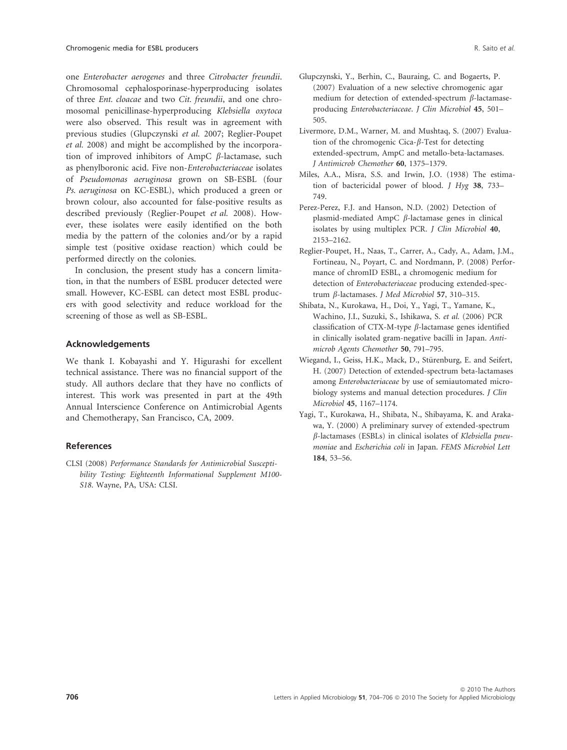one *Enterobacter aerogenes* and three *Citrobacter freundii*. Chromosomal cephalosporinase-hyperproducing isolates of three *Ent. cloacae* and two *Cit. freundii*, and one chromosomal penicillinase-hyperproducing *Klebsiella oxytoca* were also observed. This result was in agreement with previous studies (Glupczynski *et al.* 2007; Reglier-Poupet *et al.* 2008) and might be accomplished by the incorporation of improved inhibitors of AmpC $\beta$-lactamase, such as phenylboronic acid. Five non-*Enterobacteriaceae* isolates of *Pseudomonas aeruginosa* grown on SB-ESBL (four *Ps. aeruginosa* on KC-ESBL), which produced a green or brown colour, also accounted for false-positive results as described previously (Reglier-Poupet *et al.* 2008). However, these isolates were easily identified on the both media by the pattern of the colonies and/or by a rapid simple test (positive oxidase reaction) which could be performed directly on the colonies.

In conclusion, the present study has a concern limitation, in that the numbers of ESBL producer detected were small. However, KC-ESBL can detect most ESBL producers with good selectivity and reduce workload for the screening of those as well as SB-ESBL.

## Acknowledgements

We thank I. Kobayashi and Y. Higurashi for excellent technical assistance. There was no financial support of the study. All authors declare that they have no conflicts of interest. This work was presented in part at the 49th Annual Interscience Conference on Antimicrobial Agents and Chemotherapy, San Francisco, CA, 2009.

## References

CLSI (2008) *Performance Standards for Antimicrobial Susceptibility Testing: Eighteenth Informational Supplement M100-S18*. Wayne, PA, USA: CLSI.

Glupczynski, Y., Berhin, C., Bauraing, C. and Bogaerts, P. (2007) Evaluation of a new selective chromogenic agar medium for detection of extended-spectrum $\beta$-lactamase-producing *Enterobacteriaceae*. *J Clin Microbiol* **45**, 501–505.

Livermore, D.M., Warner, M. and Mushtaq, S. (2007) Evaluation of the chromogenic Cica-$\beta$-Test for detecting extended-spectrum, AmpC and metallo-beta-lactamases. *J Antimicrob Chemother* **60**, 1375–1379.

Miles, A.A., Misra, S.S. and Irwin, J.O. (1938) The estimation of bactericidal power of blood. *J Hyg* **38**, 733–749.

Perez-Perez, F.J. and Hanson, N.D. (2002) Detection of plasmid-mediated AmpC $\beta$-lactamase genes in clinical isolates by using multiplex PCR. *J Clin Microbiol* **40**, 2153–2162.

Reglier-Poupet, H., Naas, T., Carrer, A., Cady, A., Adam, J.M., Fortineau, N., Poyart, C. and Nordmann, P. (2008) Performance of chromID ESBL, a chromogenic medium for detection of *Enterobacteriaceae* producing extended-spectrum $\beta$-lactamases. *J Med Microbiol* **57**, 310–315.

Shibata, N., Kurokawa, H., Doi, Y., Yagi, T., Yamane, K., Wachino, J.I., Suzuki, S., Ishikawa, S. *et al.* (2006) PCR classification of CTX-M-type $\beta$-lactamase genes identified in clinically isolated gram-negative bacilli in Japan. *Antimicrob Agents Chemother* **50**, 791–795.

Wiegand, I., Geiss, H.K., Mack, D., Stürenburg, E. and Seifert, H. (2007) Detection of extended-spectrum beta-lactamases among *Enterobacteriaceae* by use of semiautomated microbiology systems and manual detection procedures. *J Clin Microbiol* **45**, 1167–1174.

Yagi, T., Kurokawa, H., Shibata, N., Shibayama, K. and Arakawa, Y. (2000) A preliminary survey of extended-spectrum $\beta$-lactamases (ESBLs) in clinical isolates of *Klebsiella pneumoniae* and *Escherichia coli* in Japan. *FEMS Microbiol Lett* **184**, 53–56.